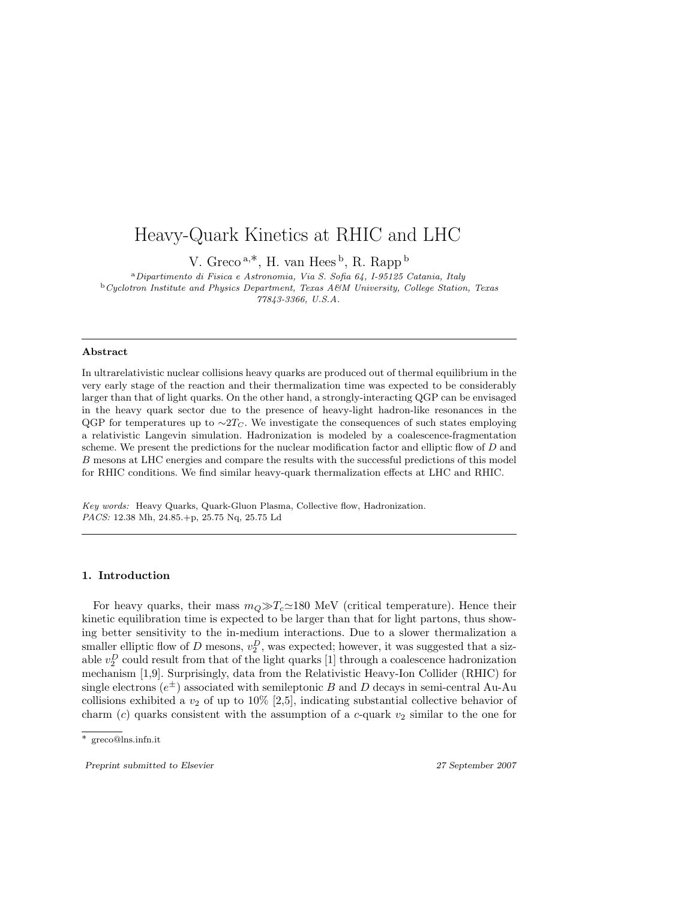# Heavy-Quark Kinetics at RHIC and LHC

V. Greco [a,*], H. van Hees [b], R. Rapp [b]

[a] *Dipartimento di Fisica e Astronomia, Via S. Sofia 64, I-95125 Catania, Italy*
[b] *Cyclotron Institute and Physics Department, Texas A&M University, College Station, Texas 77843-3366, U.S.A.*

---

**Abstract**

In ultrarelativistic nuclear collisions heavy quarks are produced out of thermal equilibrium in the very early stage of the reaction and their thermalization time was expected to be considerably larger than that of light quarks. On the other hand, a strongly-interacting QGP can be envisaged in the heavy quark sector due to the presence of heavy-light hadron-like resonances in the QGP for temperatures up to $\sim 2T_C$. We investigate the consequences of such states employing a relativistic Langevin simulation. Hadronization is modeled by a coalescence-fragmentation scheme. We present the predictions for the nuclear modification factor and elliptic flow of $D$ and $B$ mesons at LHC energies and compare the results with the successful predictions of this model for RHIC conditions. We find similar heavy-quark thermalization effects at LHC and RHIC.

*Key words:* Heavy Quarks, Quark-Gluon Plasma, Collective flow, Hadronization.
*PACS:* 12.38 Mh, 24.85.+p, 25.75 Nq, 25.75 Ld

---

## 1. Introduction

For heavy quarks, their mass $m_Q \gg T_c \simeq 180$ MeV (critical temperature). Hence their kinetic equilibration time is expected to be larger than that for light partons, thus showing better sensitivity to the in-medium interactions. Due to a slower thermalization a smaller elliptic flow of $D$ mesons, $v_2^D$, was expected; however, it was suggested that a sizable $v_2^D$ could result from that of the light quarks [1] through a coalescence hadronization mechanism [1,9]. Surprisingly, data from the Relativistic Heavy-Ion Collider (RHIC) for single electrons ($e^{\pm}$) associated with semileptonic $B$ and $D$ decays in semi-central Au-Au collisions exhibited a $v_2$ of up to 10% [2,5], indicating substantial collective behavior of charm ($c$) quarks consistent with the assumption of a $c$-quark $v_2$ similar to the one for

---

\* greco@lns.infn.it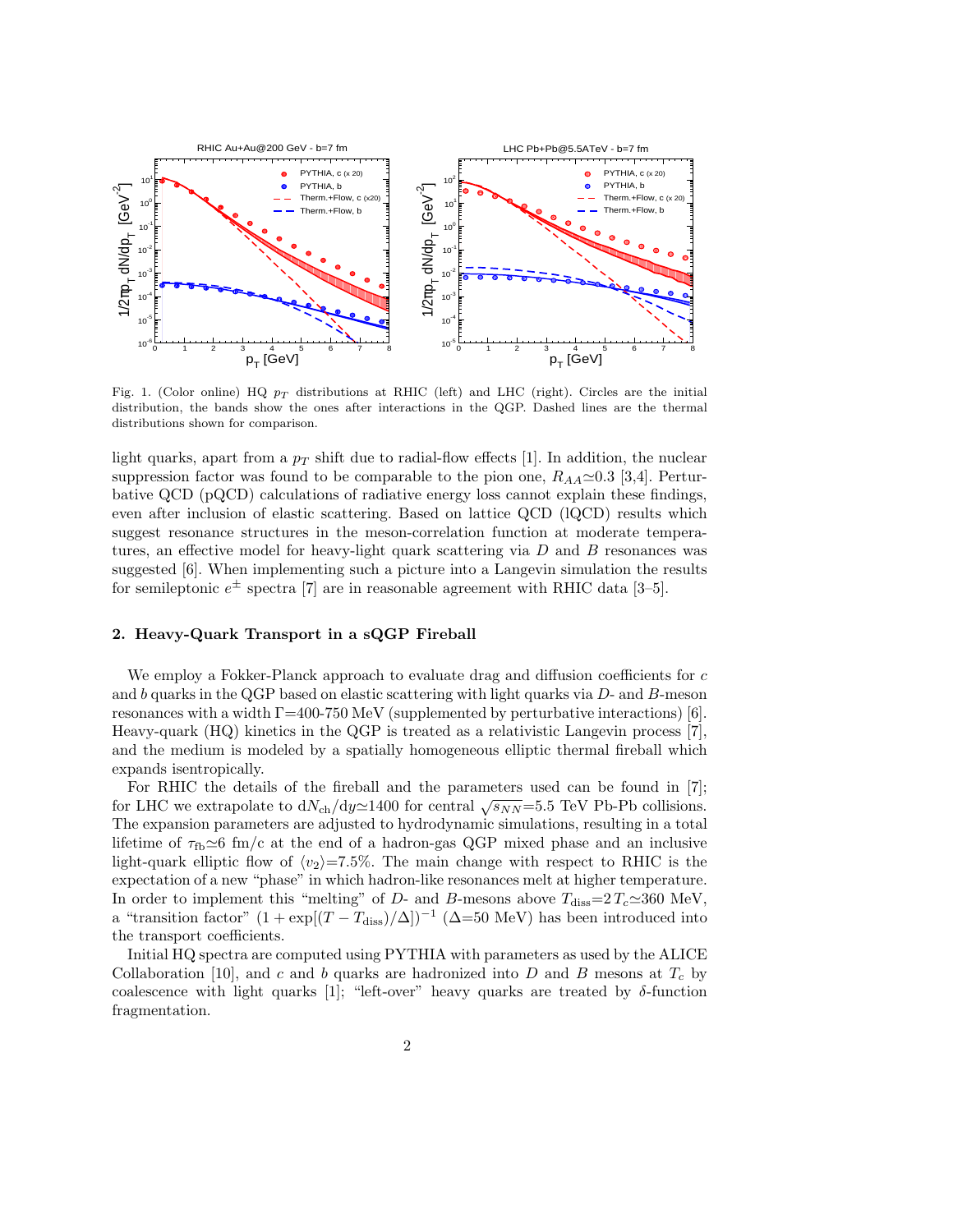Fig. 1. (Color online) HQ $p_T$ distributions at RHIC (left) and LHC (right). Circles are the initial distribution, the bands show the ones after interactions in the QGP. Dashed lines are the thermal distributions shown for comparison.

light quarks, apart from a $p_T$ shift due to radial-flow effects [1]. In addition, the nuclear suppression factor was found to be comparable to the pion one, $R_{AA}\simeq 0.3$ [3,4]. Perturbative QCD (pQCD) calculations of radiative energy loss cannot explain these findings, even after inclusion of elastic scattering. Based on lattice QCD (lQCD) results which suggest resonance structures in the meson-correlation function at moderate temperatures, an effective model for heavy-light quark scattering via $D$ and $B$ resonances was suggested [6]. When implementing such a picture into a Langevin simulation the results for semileptonic $e^{\pm}$ spectra [7] are in reasonable agreement with RHIC data [3–5].

## 2. Heavy-Quark Transport in a sQGP Fireball

We employ a Fokker-Planck approach to evaluate drag and diffusion coefficients for $c$ and $b$ quarks in the QGP based on elastic scattering with light quarks via $D$- and $B$-meson resonances with a width $\Gamma$=400-750 MeV (supplemented by perturbative interactions) [6]. Heavy-quark (HQ) kinetics in the QGP is treated as a relativistic Langevin process [7], and the medium is modeled by a spatially homogeneous elliptic thermal fireball which expands isentropically.

For RHIC the details of the fireball and the parameters used can be found in [7]; for LHC we extrapolate to $\mathrm{d}N_{\mathrm{ch}}/\mathrm{d}y\simeq 1400$ for central $\sqrt{s_{NN}}$=5.5 TeV Pb-Pb collisions. The expansion parameters are adjusted to hydrodynamic simulations, resulting in a total lifetime of $\tau_{\mathrm{fb}}\simeq 6$ fm/c at the end of a hadron-gas QGP mixed phase and an inclusive light-quark elliptic flow of $\langle v_2\rangle$=7.5%. The main change with respect to RHIC is the expectation of a new "phase" in which hadron-like resonances melt at higher temperature. In order to implement this "melting" of $D$- and $B$-mesons above $T_{\mathrm{diss}}=2\,T_c\simeq 360$ MeV, a "transition factor" $(1+\exp[(T-T_{\mathrm{diss}})/\Delta])^{-1}$ ($\Delta$=50 MeV) has been introduced into the transport coefficients.

Initial HQ spectra are computed using PYTHIA with parameters as used by the ALICE Collaboration [10], and $c$ and $b$ quarks are hadronized into $D$ and $B$ mesons at $T_c$ by coalescence with light quarks [1]; "left-over" heavy quarks are treated by $\delta$-function fragmentation.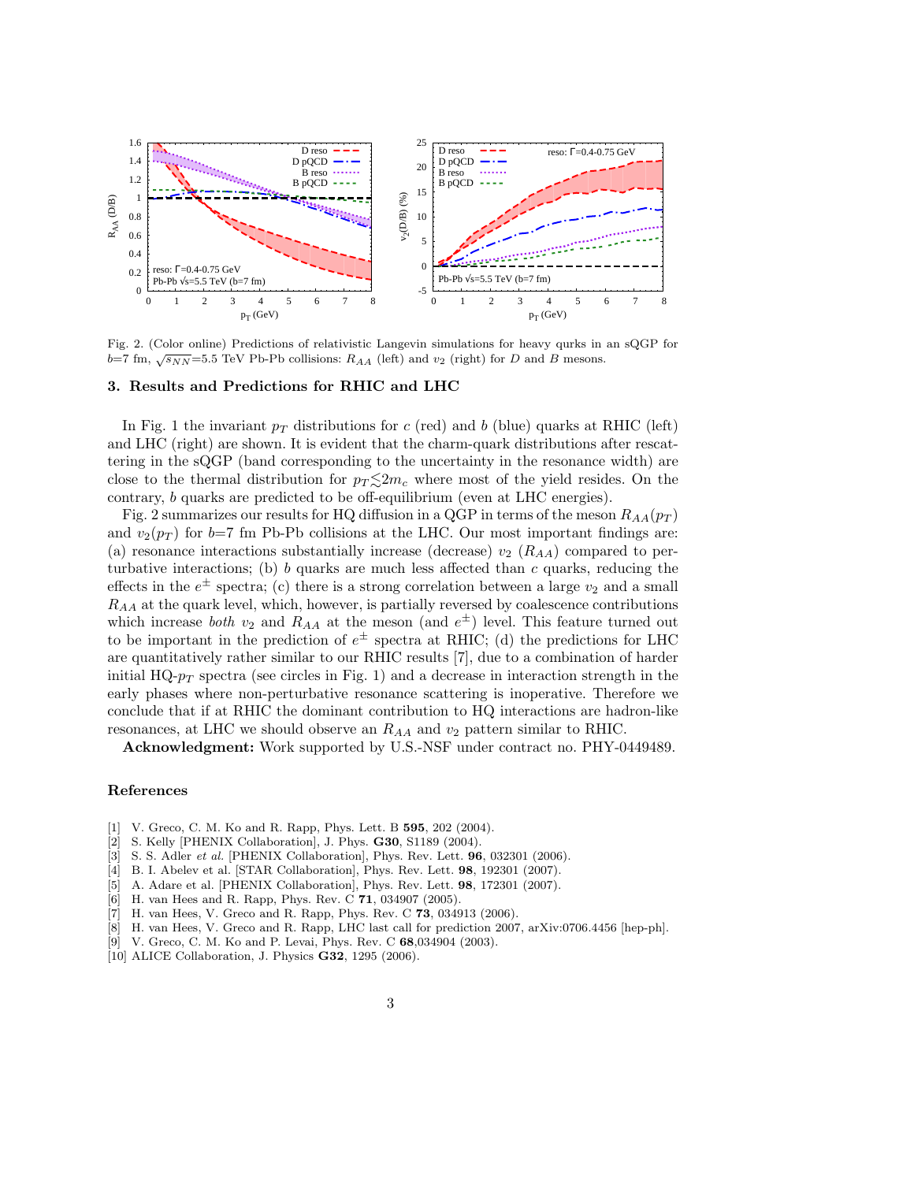R_AA (D/B)

D reso
D pQCD
B reso
B pQCD

1.6
1.4
1.2
1
0.8
0.6
0.4
0.2
0

0 1 2 3 4 5 6 7 8

p_T (GeV)

reso: Γ=0.4-0.75 GeV
Pb-Pb √s=5.5 TeV (b=7 fm)

v_2(D/B) (%)

D reso
D pQCD
B reso
B pQCD

reso: Γ=0.4-0.75 GeV

25
20
15
10
5
0
-5

0 1 2 3 4 5 6 7 8

p_T (GeV)

Pb-Pb √s=5.5 TeV (b=7 fm)

Fig. 2. (Color online) Predictions of relativistic Langevin simulations for heavy qurks in an sQGP for $b$=7 fm, $\sqrt{s_{NN}}$=5.5 TeV Pb-Pb collisions: $R_{AA}$ (left) and $v_2$ (right) for $D$ and $B$ mesons.

## 3. Results and Predictions for RHIC and LHC

In Fig. 1 the invariant $p_T$ distributions for $c$ (red) and $b$ (blue) quarks at RHIC (left) and LHC (right) are shown. It is evident that the charm-quark distributions after rescattering in the sQGP (band corresponding to the uncertainty in the resonance width) are close to the thermal distribution for $p_T \lesssim 2m_c$ where most of the yield resides. On the contrary, $b$ quarks are predicted to be off-equilibrium (even at LHC energies).

Fig. 2 summarizes our results for HQ diffusion in a QGP in terms of the meson $R_{AA}(p_T)$ and $v_2(p_T)$ for $b$=7 fm Pb-Pb collisions at the LHC. Our most important findings are: (a) resonance interactions substantially increase (decrease) $v_2$ ($R_{AA}$) compared to perturbative interactions; (b) $b$ quarks are much less affected than $c$ quarks, reducing the effects in the $e^{\pm}$ spectra; (c) there is a strong correlation between a large $v_2$ and a small $R_{AA}$ at the quark level, which, however, is partially reversed by coalescence contributions which increase *both* $v_2$ and $R_{AA}$ at the meson (and $e^{\pm}$) level. This feature turned out to be important in the prediction of $e^{\pm}$ spectra at RHIC; (d) the predictions for LHC are quantitatively rather similar to our RHIC results [7], due to a combination of harder initial HQ-$p_T$ spectra (see circles in Fig. 1) and a decrease in interaction strength in the early phases where non-perturbative resonance scattering is inoperative. Therefore we conclude that if at RHIC the dominant contribution to HQ interactions are hadron-like resonances, at LHC we should observe an $R_{AA}$ and $v_2$ pattern similar to RHIC.

**Acknowledgment:** Work supported by U.S.-NSF under contract no. PHY-0449489.

## References

[1] V. Greco, C. M. Ko and R. Rapp, Phys. Lett. B **595**, 202 (2004).
[2] S. Kelly [PHENIX Collaboration], J. Phys. **G30**, S1189 (2004).
[3] S. S. Adler *et al.* [PHENIX Collaboration], Phys. Rev. Lett. **96**, 032301 (2006).
[4] B. I. Abelev et al. [STAR Collaboration], Phys. Rev. Lett. **98**, 192301 (2007).
[5] A. Adare et al. [PHENIX Collaboration], Phys. Rev. Lett. **98**, 172301 (2007).
[6] H. van Hees and R. Rapp, Phys. Rev. C **71**, 034907 (2005).
[7] H. van Hees, V. Greco and R. Rapp, Phys. Rev. C **73**, 034913 (2006).
[8] H. van Hees, V. Greco and R. Rapp, LHC last call for prediction 2007, arXiv:0706.4456 [hep-ph].
[9] V. Greco, C. M. Ko and P. Levai, Phys. Rev. C **68**,034904 (2003).
[10] ALICE Collaboration, J. Physics **G32**, 1295 (2006).